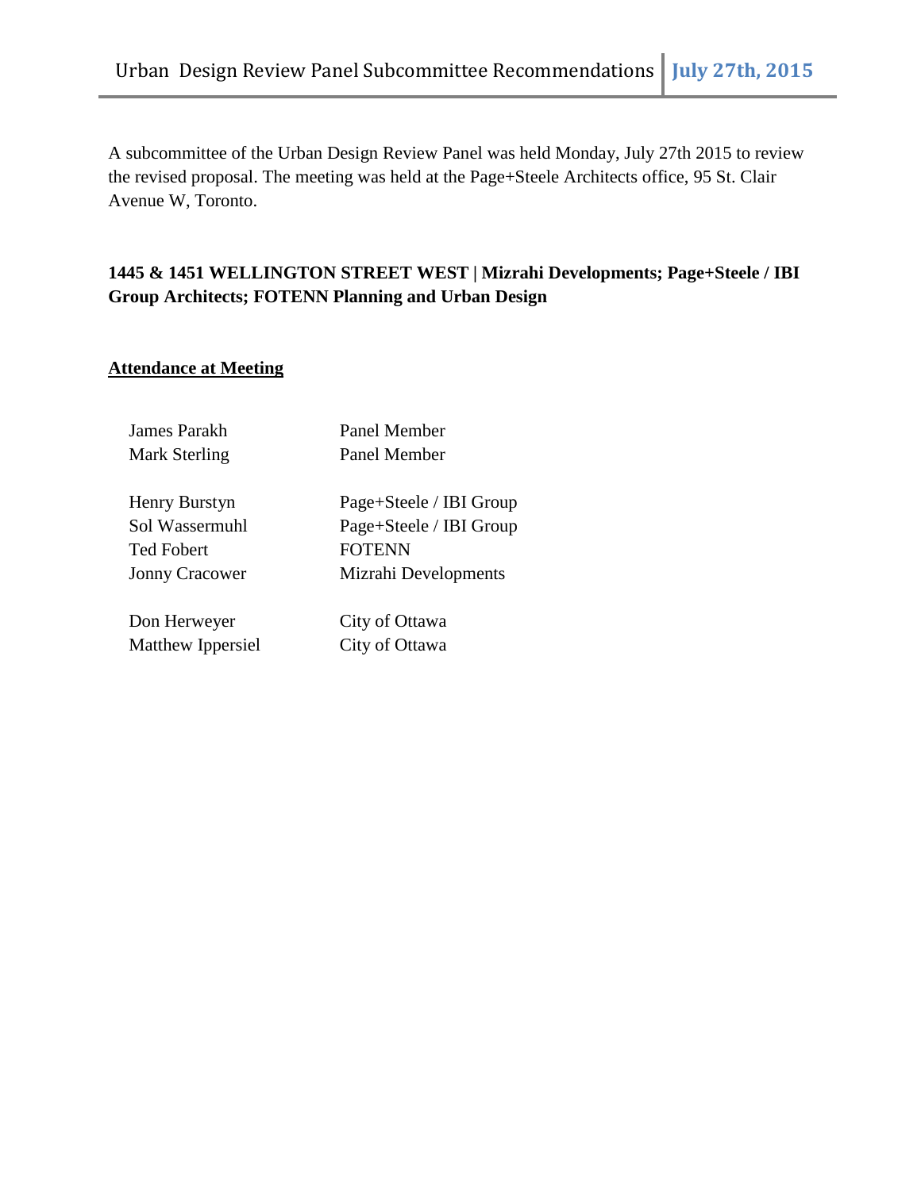A subcommittee of the Urban Design Review Panel was held Monday, July 27th 2015 to review the revised proposal. The meeting was held at the Page+Steele Architects office, 95 St. Clair Avenue W, Toronto.

**1445 & 1451 WELLINGTON STREET WEST | Mizrahi Developments; Page+Steele / IBI Group Architects; FOTENN Planning and Urban Design**

**Attendance at Meeting**

| | |
|---|---|
| James Parakh | Panel Member |
| Mark Sterling | Panel Member |
| | |
| Henry Burstyn | Page+Steele / IBI Group |
| Sol Wassermuhl | Page+Steele / IBI Group |
| Ted Fobert | FOTENN |
| Jonny Cracower | Mizrahi Developments |
| | |
| Don Herweyer | City of Ottawa |
| Matthew Ippersiel | City of Ottawa |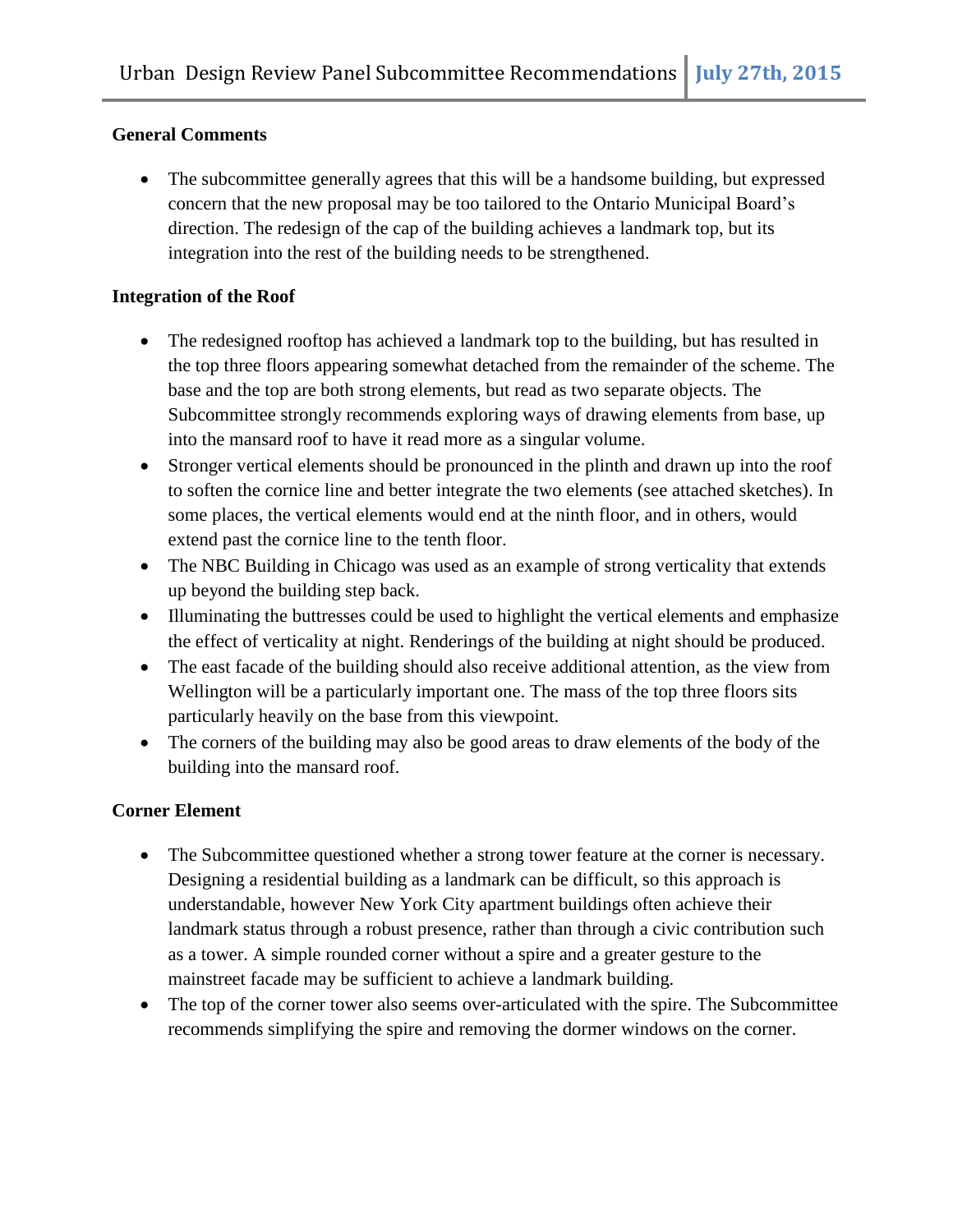**General Comments**

- The subcommittee generally agrees that this will be a handsome building, but expressed concern that the new proposal may be too tailored to the Ontario Municipal Board's direction. The redesign of the cap of the building achieves a landmark top, but its integration into the rest of the building needs to be strengthened.

**Integration of the Roof**

- The redesigned rooftop has achieved a landmark top to the building, but has resulted in the top three floors appearing somewhat detached from the remainder of the scheme. The base and the top are both strong elements, but read as two separate objects. The Subcommittee strongly recommends exploring ways of drawing elements from base, up into the mansard roof to have it read more as a singular volume.
- Stronger vertical elements should be pronounced in the plinth and drawn up into the roof to soften the cornice line and better integrate the two elements (see attached sketches). In some places, the vertical elements would end at the ninth floor, and in others, would extend past the cornice line to the tenth floor.
- The NBC Building in Chicago was used as an example of strong verticality that extends up beyond the building step back.
- Illuminating the buttresses could be used to highlight the vertical elements and emphasize the effect of verticality at night. Renderings of the building at night should be produced.
- The east facade of the building should also receive additional attention, as the view from Wellington will be a particularly important one. The mass of the top three floors sits particularly heavily on the base from this viewpoint.
- The corners of the building may also be good areas to draw elements of the body of the building into the mansard roof.

**Corner Element**

- The Subcommittee questioned whether a strong tower feature at the corner is necessary. Designing a residential building as a landmark can be difficult, so this approach is understandable, however New York City apartment buildings often achieve their landmark status through a robust presence, rather than through a civic contribution such as a tower. A simple rounded corner without a spire and a greater gesture to the mainstreet facade may be sufficient to achieve a landmark building.
- The top of the corner tower also seems over-articulated with the spire. The Subcommittee recommends simplifying the spire and removing the dormer windows on the corner.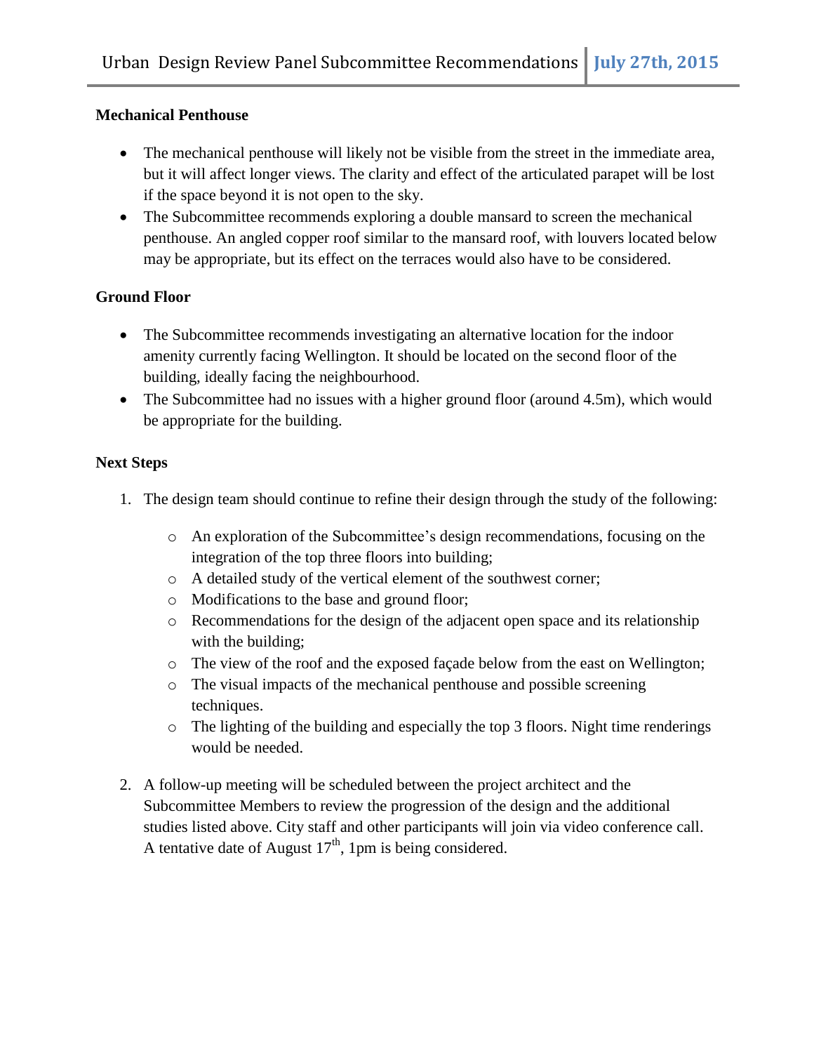**Mechanical Penthouse**

- The mechanical penthouse will likely not be visible from the street in the immediate area, but it will affect longer views. The clarity and effect of the articulated parapet will be lost if the space beyond it is not open to the sky.
- The Subcommittee recommends exploring a double mansard to screen the mechanical penthouse. An angled copper roof similar to the mansard roof, with louvers located below may be appropriate, but its effect on the terraces would also have to be considered.

**Ground Floor**

- The Subcommittee recommends investigating an alternative location for the indoor amenity currently facing Wellington. It should be located on the second floor of the building, ideally facing the neighbourhood.
- The Subcommittee had no issues with a higher ground floor (around 4.5m), which would be appropriate for the building.

**Next Steps**

1. The design team should continue to refine their design through the study of the following:
    - An exploration of the Subcommittee's design recommendations, focusing on the integration of the top three floors into building;
    - A detailed study of the vertical element of the southwest corner;
    - Modifications to the base and ground floor;
    - Recommendations for the design of the adjacent open space and its relationship with the building;
    - The view of the roof and the exposed façade below from the east on Wellington;
    - The visual impacts of the mechanical penthouse and possible screening techniques.
    - The lighting of the building and especially the top 3 floors. Night time renderings would be needed.

2. A follow-up meeting will be scheduled between the project architect and the Subcommittee Members to review the progression of the design and the additional studies listed above. City staff and other participants will join via video conference call. A tentative date of August 17th, 1pm is being considered.